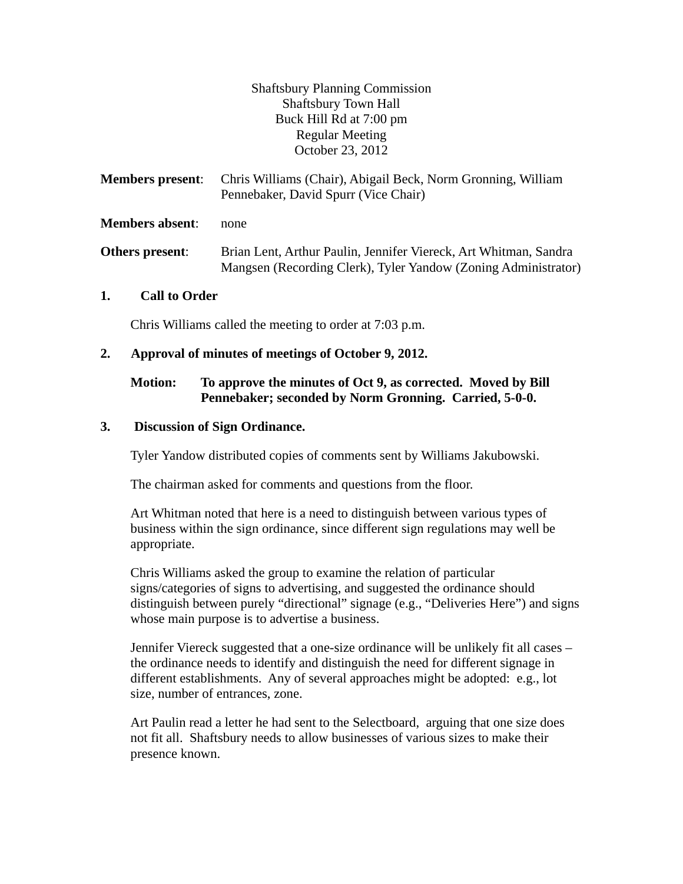Shaftsbury Planning Commission
Shaftsbury Town Hall
Buck Hill Rd at 7:00 pm
Regular Meeting
October 23, 2012

**Members present**: Chris Williams (Chair), Abigail Beck, Norm Gronning, William Pennebaker, David Spurr (Vice Chair)

**Members absent**: none

**Others present**: Brian Lent, Arthur Paulin, Jennifer Viereck, Art Whitman, Sandra Mangsen (Recording Clerk), Tyler Yandow (Zoning Administrator)

**1. Call to Order**

Chris Williams called the meeting to order at 7:03 p.m.

**2. Approval of minutes of meetings of October 9, 2012.**

**Motion: To approve the minutes of Oct 9, as corrected. Moved by Bill Pennebaker; seconded by Norm Gronning. Carried, 5-0-0.**

**3. Discussion of Sign Ordinance.**

Tyler Yandow distributed copies of comments sent by Williams Jakubowski.

The chairman asked for comments and questions from the floor.

Art Whitman noted that here is a need to distinguish between various types of business within the sign ordinance, since different sign regulations may well be appropriate.

Chris Williams asked the group to examine the relation of particular signs/categories of signs to advertising, and suggested the ordinance should distinguish between purely "directional" signage (e.g., "Deliveries Here") and signs whose main purpose is to advertise a business.

Jennifer Viereck suggested that a one-size ordinance will be unlikely fit all cases – the ordinance needs to identify and distinguish the need for different signage in different establishments. Any of several approaches might be adopted: e.g., lot size, number of entrances, zone.

Art Paulin read a letter he had sent to the Selectboard, arguing that one size does not fit all. Shaftsbury needs to allow businesses of various sizes to make their presence known.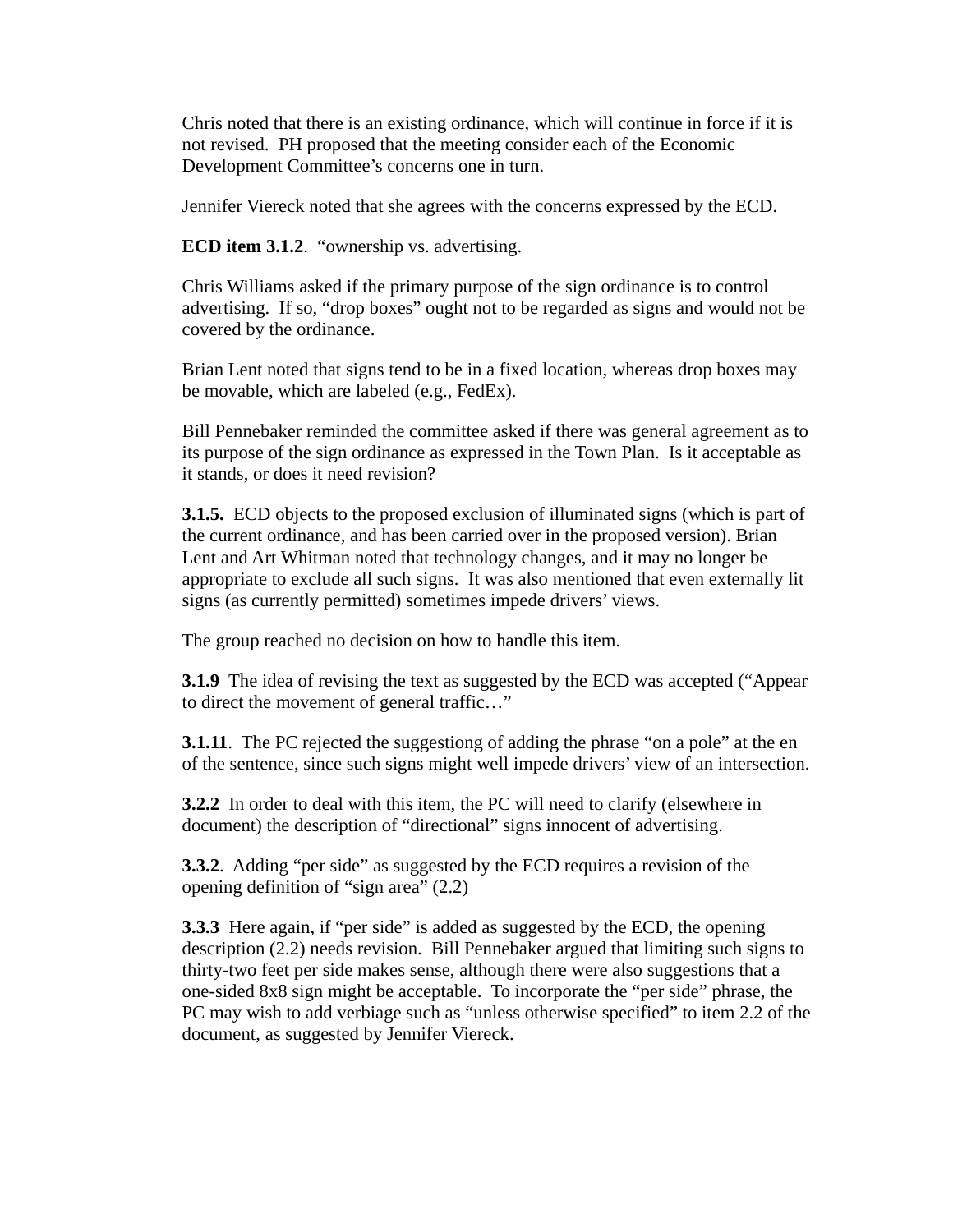Chris noted that there is an existing ordinance, which will continue in force if it is not revised. PH proposed that the meeting consider each of the Economic Development Committee's concerns one in turn.

Jennifer Viereck noted that she agrees with the concerns expressed by the ECD.

**ECD item 3.1.2**. "ownership vs. advertising.

Chris Williams asked if the primary purpose of the sign ordinance is to control advertising. If so, "drop boxes" ought not to be regarded as signs and would not be covered by the ordinance.

Brian Lent noted that signs tend to be in a fixed location, whereas drop boxes may be movable, which are labeled (e.g., FedEx).

Bill Pennebaker reminded the committee asked if there was general agreement as to its purpose of the sign ordinance as expressed in the Town Plan. Is it acceptable as it stands, or does it need revision?

**3.1.5.** ECD objects to the proposed exclusion of illuminated signs (which is part of the current ordinance, and has been carried over in the proposed version). Brian Lent and Art Whitman noted that technology changes, and it may no longer be appropriate to exclude all such signs. It was also mentioned that even externally lit signs (as currently permitted) sometimes impede drivers' views.

The group reached no decision on how to handle this item.

**3.1.9** The idea of revising the text as suggested by the ECD was accepted ("Appear to direct the movement of general traffic…"

**3.1.11**. The PC rejected the suggestiong of adding the phrase "on a pole" at the en of the sentence, since such signs might well impede drivers' view of an intersection.

**3.2.2** In order to deal with this item, the PC will need to clarify (elsewhere in document) the description of "directional" signs innocent of advertising.

**3.3.2**. Adding "per side" as suggested by the ECD requires a revision of the opening definition of "sign area" (2.2)

**3.3.3** Here again, if "per side" is added as suggested by the ECD, the opening description (2.2) needs revision. Bill Pennebaker argued that limiting such signs to thirty-two feet per side makes sense, although there were also suggestions that a one-sided 8x8 sign might be acceptable. To incorporate the "per side" phrase, the PC may wish to add verbiage such as "unless otherwise specified" to item 2.2 of the document, as suggested by Jennifer Viereck.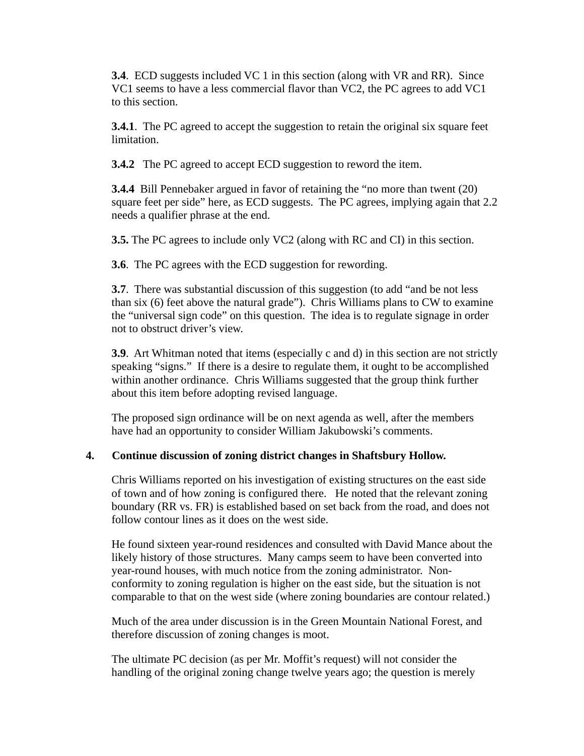**3.4**. ECD suggests included VC 1 in this section (along with VR and RR). Since VC1 seems to have a less commercial flavor than VC2, the PC agrees to add VC1 to this section.

**3.4.1**. The PC agreed to accept the suggestion to retain the original six square feet limitation.

**3.4.2** The PC agreed to accept ECD suggestion to reword the item.

**3.4.4** Bill Pennebaker argued in favor of retaining the "no more than twent (20) square feet per side" here, as ECD suggests. The PC agrees, implying again that 2.2 needs a qualifier phrase at the end.

**3.5.** The PC agrees to include only VC2 (along with RC and CI) in this section.

**3.6**. The PC agrees with the ECD suggestion for rewording.

**3.7**. There was substantial discussion of this suggestion (to add "and be not less than six (6) feet above the natural grade"). Chris Williams plans to CW to examine the "universal sign code" on this question. The idea is to regulate signage in order not to obstruct driver's view.

**3.9**. Art Whitman noted that items (especially c and d) in this section are not strictly speaking "signs." If there is a desire to regulate them, it ought to be accomplished within another ordinance. Chris Williams suggested that the group think further about this item before adopting revised language.

The proposed sign ordinance will be on next agenda as well, after the members have had an opportunity to consider William Jakubowski's comments.

**4. Continue discussion of zoning district changes in Shaftsbury Hollow.**

Chris Williams reported on his investigation of existing structures on the east side of town and of how zoning is configured there. He noted that the relevant zoning boundary (RR vs. FR) is established based on set back from the road, and does not follow contour lines as it does on the west side.

He found sixteen year-round residences and consulted with David Mance about the likely history of those structures. Many camps seem to have been converted into year-round houses, with much notice from the zoning administrator. Non-conformity to zoning regulation is higher on the east side, but the situation is not comparable to that on the west side (where zoning boundaries are contour related.)

Much of the area under discussion is in the Green Mountain National Forest, and therefore discussion of zoning changes is moot.

The ultimate PC decision (as per Mr. Moffit's request) will not consider the handling of the original zoning change twelve years ago; the question is merely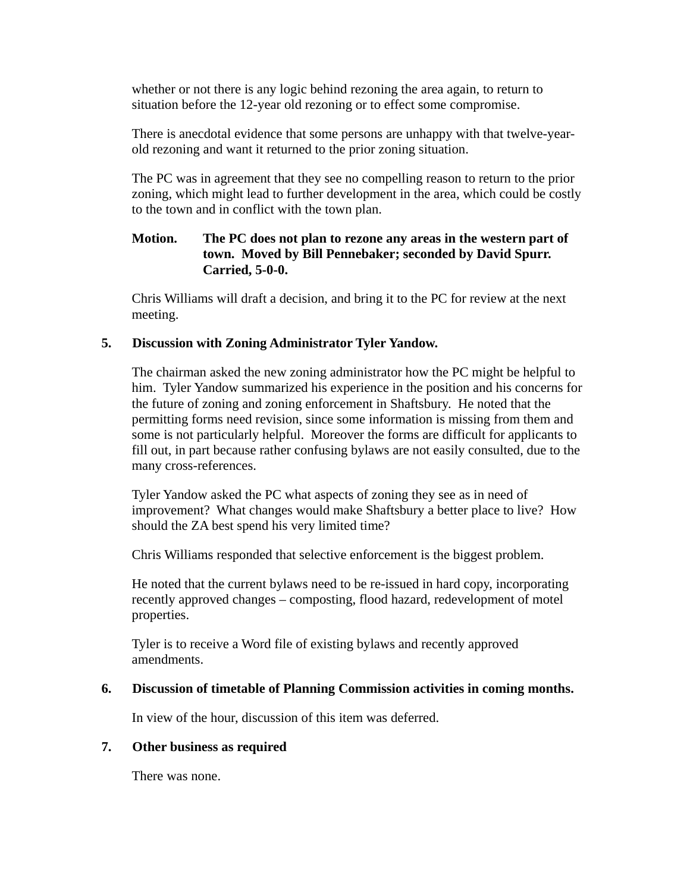whether or not there is any logic behind rezoning the area again, to return to situation before the 12-year old rezoning or to effect some compromise.

There is anecdotal evidence that some persons are unhappy with that twelve-year-old rezoning and want it returned to the prior zoning situation.

The PC was in agreement that they see no compelling reason to return to the prior zoning, which might lead to further development in the area, which could be costly to the town and in conflict with the town plan.

**Motion. The PC does not plan to rezone any areas in the western part of town. Moved by Bill Pennebaker; seconded by David Spurr. Carried, 5-0-0.**

Chris Williams will draft a decision, and bring it to the PC for review at the next meeting.

**5. Discussion with Zoning Administrator Tyler Yandow.**

The chairman asked the new zoning administrator how the PC might be helpful to him. Tyler Yandow summarized his experience in the position and his concerns for the future of zoning and zoning enforcement in Shaftsbury. He noted that the permitting forms need revision, since some information is missing from them and some is not particularly helpful. Moreover the forms are difficult for applicants to fill out, in part because rather confusing bylaws are not easily consulted, due to the many cross-references.

Tyler Yandow asked the PC what aspects of zoning they see as in need of improvement? What changes would make Shaftsbury a better place to live? How should the ZA best spend his very limited time?

Chris Williams responded that selective enforcement is the biggest problem.

He noted that the current bylaws need to be re-issued in hard copy, incorporating recently approved changes – composting, flood hazard, redevelopment of motel properties.

Tyler is to receive a Word file of existing bylaws and recently approved amendments.

**6. Discussion of timetable of Planning Commission activities in coming months.**

In view of the hour, discussion of this item was deferred.

**7. Other business as required**

There was none.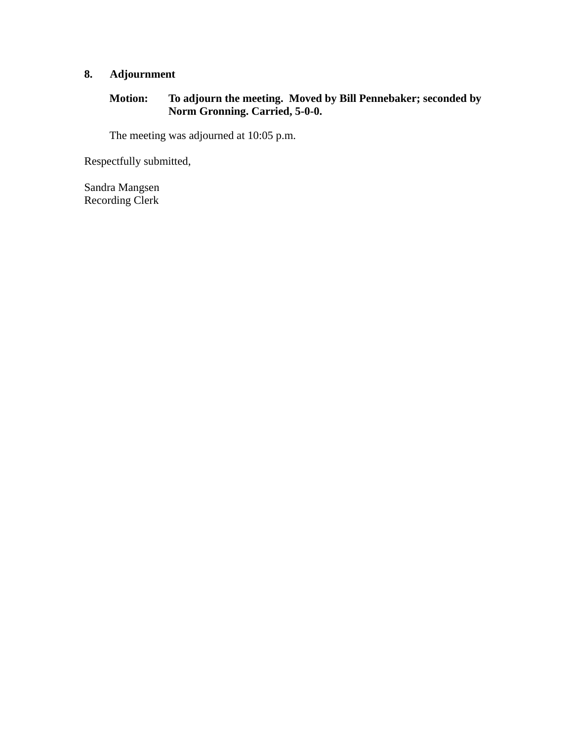**8. Adjournment**

**Motion: To adjourn the meeting. Moved by Bill Pennebaker; seconded by Norm Gronning. Carried, 5-0-0.**

The meeting was adjourned at 10:05 p.m.

Respectfully submitted,

Sandra Mangsen
Recording Clerk